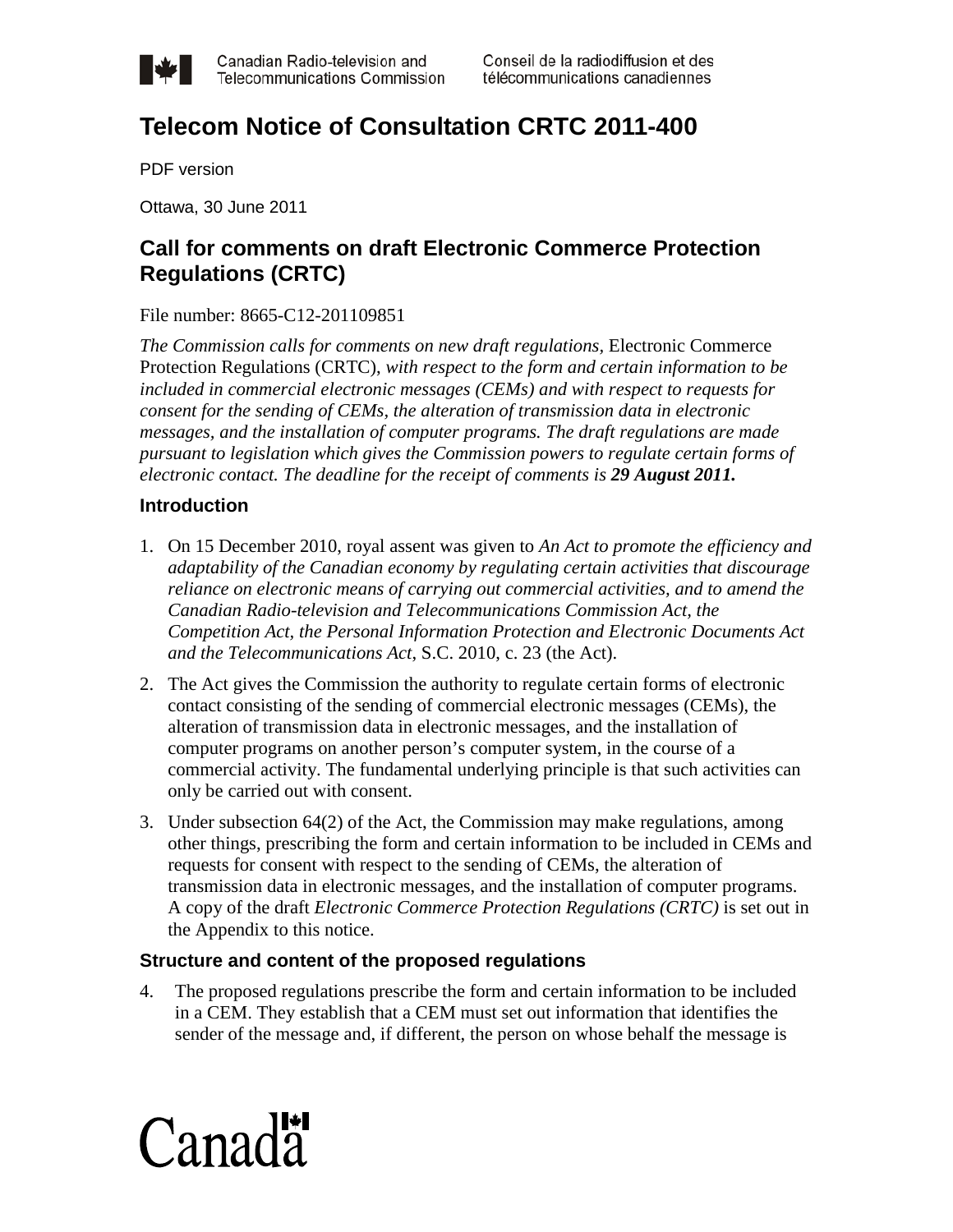Canadian Radio-television and Telecommunications Commission

Conseil de la radiodiffusion et des télécommunications canadiennes

# Telecom Notice of Consultation CRTC 2011-400

PDF version

Ottawa, 30 June 2011

## Call for comments on draft Electronic Commerce Protection Regulations (CRTC)

File number: 8665-C12-201109851

*The Commission calls for comments on new draft regulations,* Electronic Commerce Protection Regulations (CRTC), *with respect to the form and certain information to be included in commercial electronic messages (CEMs) and with respect to requests for consent for the sending of CEMs, the alteration of transmission data in electronic messages, and the installation of computer programs. The draft regulations are made pursuant to legislation which gives the Commission powers to regulate certain forms of electronic contact. The deadline for the receipt of comments is* ***29 August 2011.***

### Introduction

1. On 15 December 2010, royal assent was given to *An Act to promote the efficiency and adaptability of the Canadian economy by regulating certain activities that discourage reliance on electronic means of carrying out commercial activities, and to amend the Canadian Radio-television and Telecommunications Commission Act, the Competition Act, the Personal Information Protection and Electronic Documents Act and the Telecommunications Act*, S.C. 2010, c. 23 (the Act).
2. The Act gives the Commission the authority to regulate certain forms of electronic contact consisting of the sending of commercial electronic messages (CEMs), the alteration of transmission data in electronic messages, and the installation of computer programs on another person's computer system, in the course of a commercial activity. The fundamental underlying principle is that such activities can only be carried out with consent.
3. Under subsection 64(2) of the Act, the Commission may make regulations, among other things, prescribing the form and certain information to be included in CEMs and requests for consent with respect to the sending of CEMs, the alteration of transmission data in electronic messages, and the installation of computer programs. A copy of the draft *Electronic Commerce Protection Regulations (CRTC)* is set out in the Appendix to this notice.

### Structure and content of the proposed regulations

4. The proposed regulations prescribe the form and certain information to be included in a CEM. They establish that a CEM must set out information that identifies the sender of the message and, if different, the person on whose behalf the message is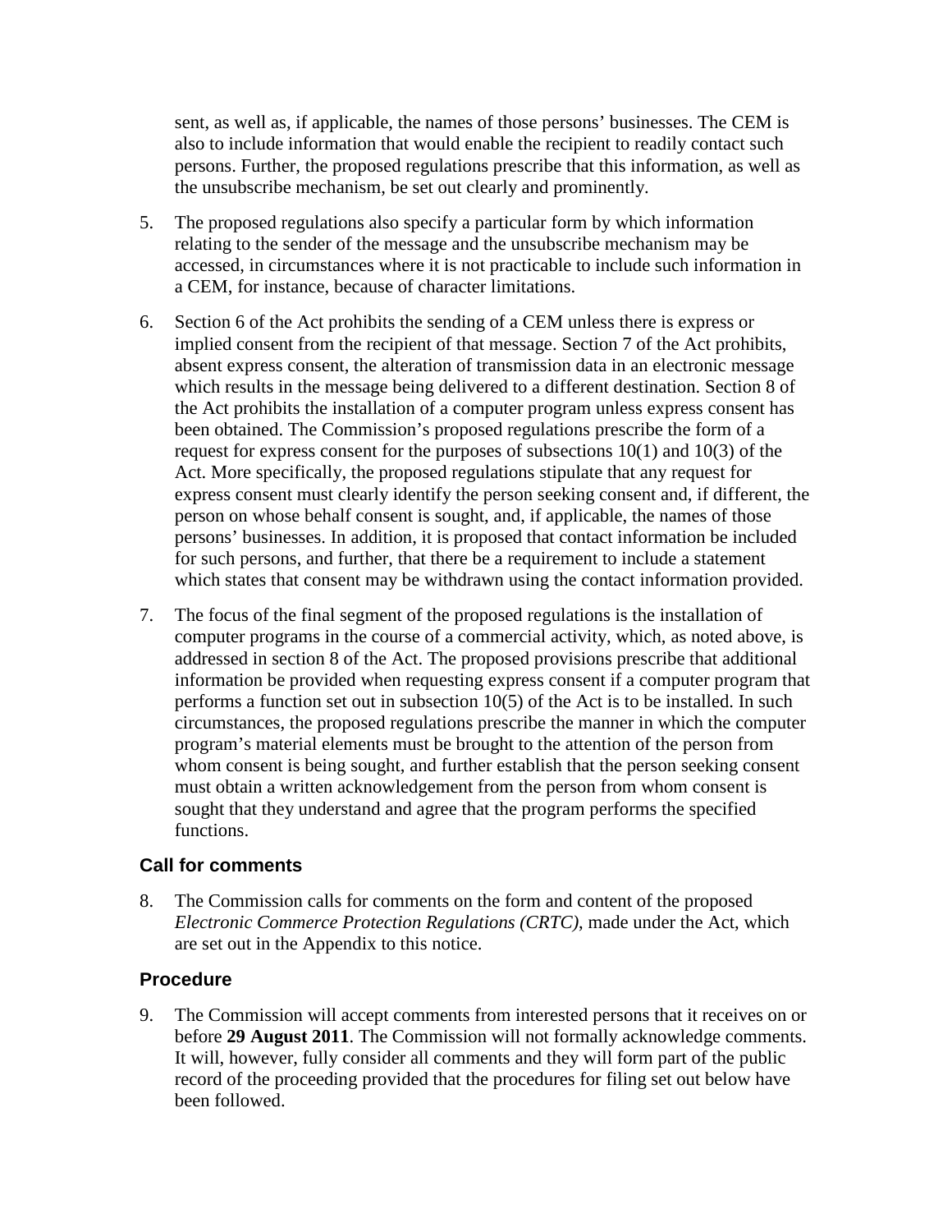sent, as well as, if applicable, the names of those persons' businesses. The CEM is also to include information that would enable the recipient to readily contact such persons. Further, the proposed regulations prescribe that this information, as well as the unsubscribe mechanism, be set out clearly and prominently.

5. The proposed regulations also specify a particular form by which information relating to the sender of the message and the unsubscribe mechanism may be accessed, in circumstances where it is not practicable to include such information in a CEM, for instance, because of character limitations.

6. Section 6 of the Act prohibits the sending of a CEM unless there is express or implied consent from the recipient of that message. Section 7 of the Act prohibits, absent express consent, the alteration of transmission data in an electronic message which results in the message being delivered to a different destination. Section 8 of the Act prohibits the installation of a computer program unless express consent has been obtained. The Commission's proposed regulations prescribe the form of a request for express consent for the purposes of subsections 10(1) and 10(3) of the Act. More specifically, the proposed regulations stipulate that any request for express consent must clearly identify the person seeking consent and, if different, the person on whose behalf consent is sought, and, if applicable, the names of those persons' businesses. In addition, it is proposed that contact information be included for such persons, and further, that there be a requirement to include a statement which states that consent may be withdrawn using the contact information provided.

7. The focus of the final segment of the proposed regulations is the installation of computer programs in the course of a commercial activity, which, as noted above, is addressed in section 8 of the Act. The proposed provisions prescribe that additional information be provided when requesting express consent if a computer program that performs a function set out in subsection 10(5) of the Act is to be installed. In such circumstances, the proposed regulations prescribe the manner in which the computer program's material elements must be brought to the attention of the person from whom consent is being sought, and further establish that the person seeking consent must obtain a written acknowledgement from the person from whom consent is sought that they understand and agree that the program performs the specified functions.

## Call for comments

8. The Commission calls for comments on the form and content of the proposed *Electronic Commerce Protection Regulations (CRTC)*, made under the Act, which are set out in the Appendix to this notice.

## Procedure

9. The Commission will accept comments from interested persons that it receives on or before **29 August 2011**. The Commission will not formally acknowledge comments. It will, however, fully consider all comments and they will form part of the public record of the proceeding provided that the procedures for filing set out below have been followed.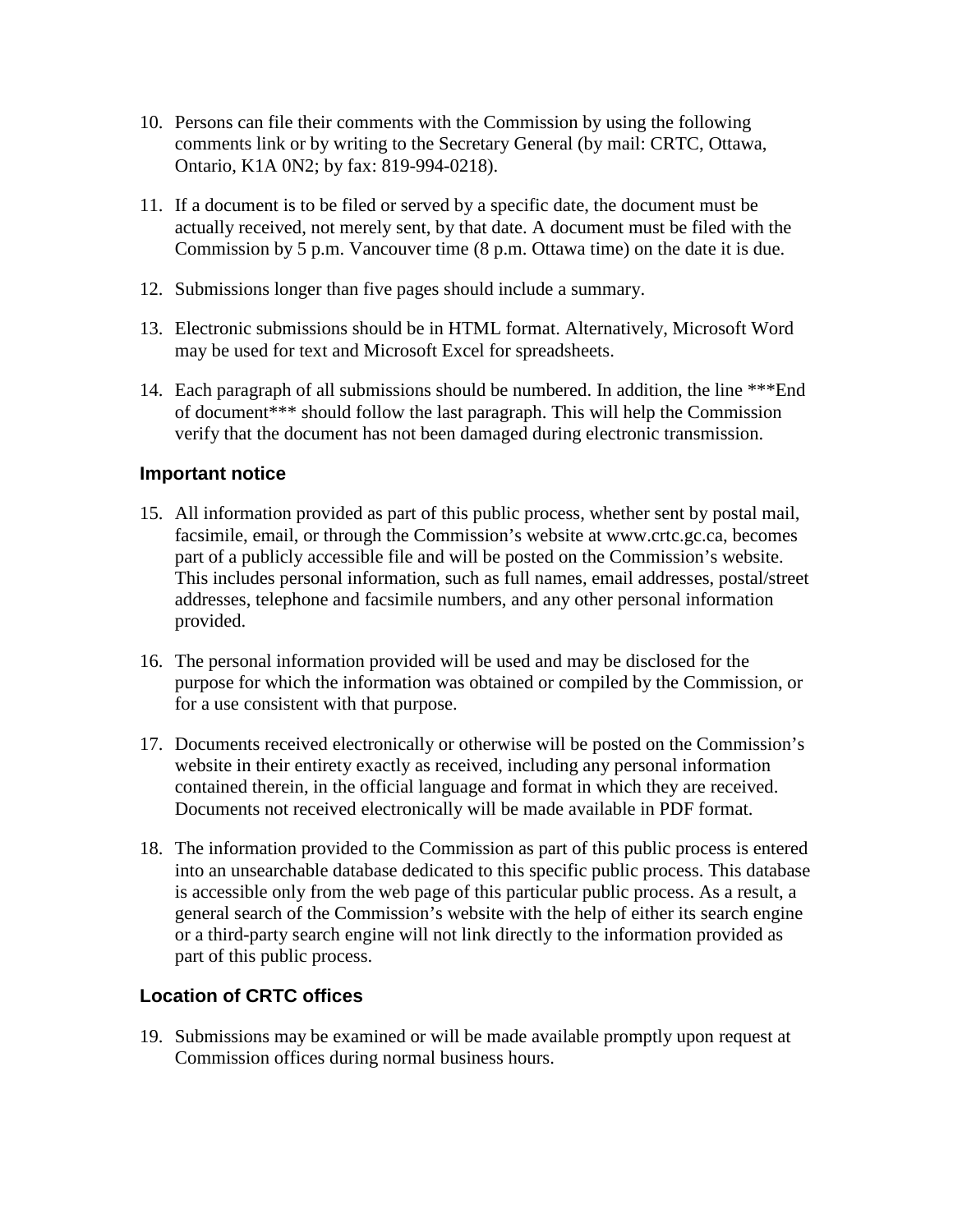10. Persons can file their comments with the Commission by using the following comments link or by writing to the Secretary General (by mail: CRTC, Ottawa, Ontario, K1A 0N2; by fax: 819-994-0218).

11. If a document is to be filed or served by a specific date, the document must be actually received, not merely sent, by that date. A document must be filed with the Commission by 5 p.m. Vancouver time (8 p.m. Ottawa time) on the date it is due.

12. Submissions longer than five pages should include a summary.

13. Electronic submissions should be in HTML format. Alternatively, Microsoft Word may be used for text and Microsoft Excel for spreadsheets.

14. Each paragraph of all submissions should be numbered. In addition, the line ***End of document*** should follow the last paragraph. This will help the Commission verify that the document has not been damaged during electronic transmission.

### Important notice

15. All information provided as part of this public process, whether sent by postal mail, facsimile, email, or through the Commission's website at www.crtc.gc.ca, becomes part of a publicly accessible file and will be posted on the Commission's website. This includes personal information, such as full names, email addresses, postal/street addresses, telephone and facsimile numbers, and any other personal information provided.

16. The personal information provided will be used and may be disclosed for the purpose for which the information was obtained or compiled by the Commission, or for a use consistent with that purpose.

17. Documents received electronically or otherwise will be posted on the Commission's website in their entirety exactly as received, including any personal information contained therein, in the official language and format in which they are received. Documents not received electronically will be made available in PDF format.

18. The information provided to the Commission as part of this public process is entered into an unsearchable database dedicated to this specific public process. This database is accessible only from the web page of this particular public process. As a result, a general search of the Commission's website with the help of either its search engine or a third-party search engine will not link directly to the information provided as part of this public process.

### Location of CRTC offices

19. Submissions may be examined or will be made available promptly upon request at Commission offices during normal business hours.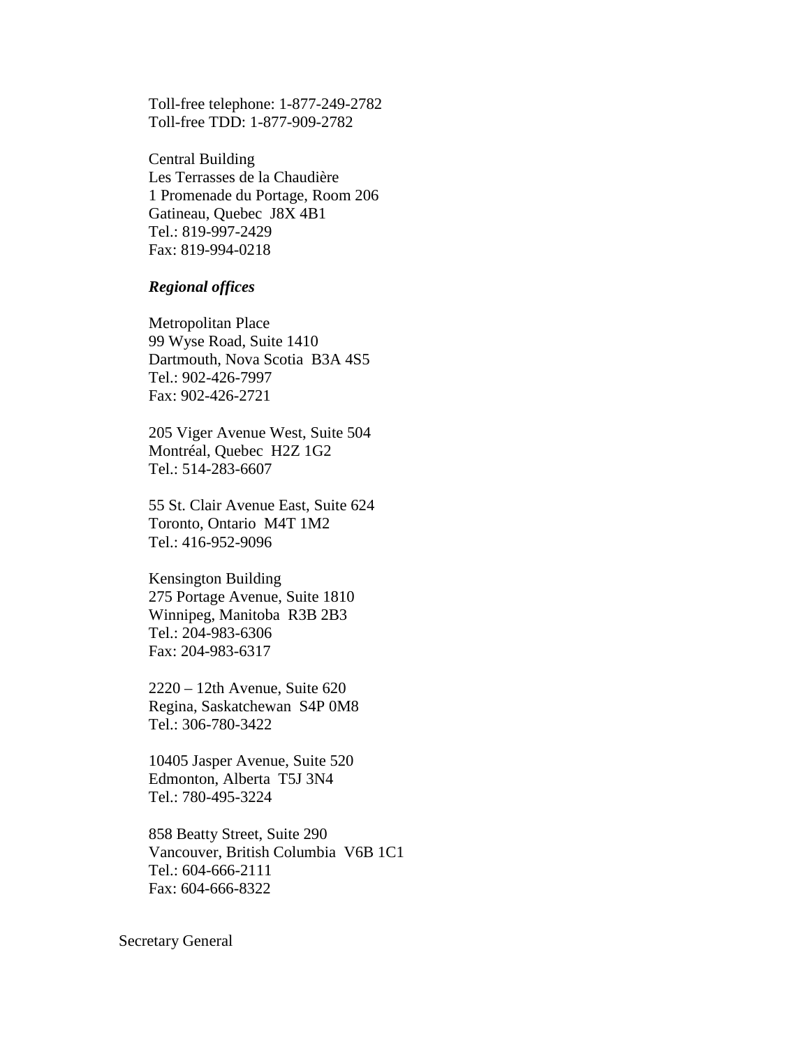Toll-free telephone: 1-877-249-2782
Toll-free TDD: 1-877-909-2782

Central Building
Les Terrasses de la Chaudière
1 Promenade du Portage, Room 206
Gatineau, Quebec  J8X 4B1
Tel.: 819-997-2429
Fax: 819-994-0218

***Regional offices***

Metropolitan Place
99 Wyse Road, Suite 1410
Dartmouth, Nova Scotia  B3A 4S5
Tel.: 902-426-7997
Fax: 902-426-2721

205 Viger Avenue West, Suite 504
Montréal, Quebec  H2Z 1G2
Tel.: 514-283-6607

55 St. Clair Avenue East, Suite 624
Toronto, Ontario  M4T 1M2
Tel.: 416-952-9096

Kensington Building
275 Portage Avenue, Suite 1810
Winnipeg, Manitoba  R3B 2B3
Tel.: 204-983-6306
Fax: 204-983-6317

2220 – 12th Avenue, Suite 620
Regina, Saskatchewan  S4P 0M8
Tel.: 306-780-3422

10405 Jasper Avenue, Suite 520
Edmonton, Alberta  T5J 3N4
Tel.: 780-495-3224

858 Beatty Street, Suite 290
Vancouver, British Columbia  V6B 1C1
Tel.: 604-666-2111
Fax: 604-666-8322

Secretary General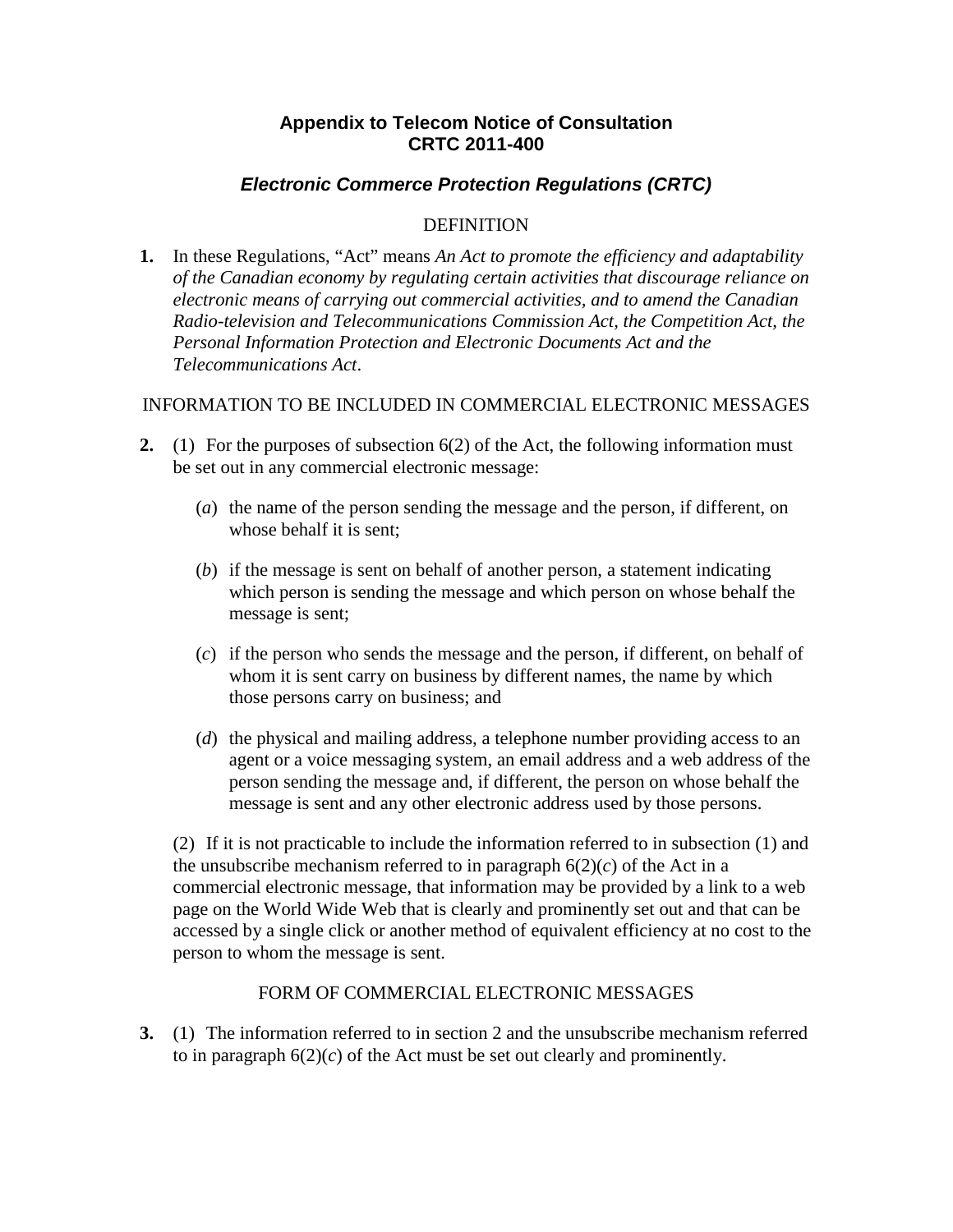## Appendix to Telecom Notice of Consultation CRTC 2011-400

### *Electronic Commerce Protection Regulations (CRTC)*

DEFINITION

**1.** In these Regulations, "Act" means *An Act to promote the efficiency and adaptability of the Canadian economy by regulating certain activities that discourage reliance on electronic means of carrying out commercial activities, and to amend the Canadian Radio-television and Telecommunications Commission Act, the Competition Act, the Personal Information Protection and Electronic Documents Act and the Telecommunications Act*.

INFORMATION TO BE INCLUDED IN COMMERCIAL ELECTRONIC MESSAGES

**2.** (1) For the purposes of subsection 6(2) of the Act, the following information must be set out in any commercial electronic message:

(*a*) the name of the person sending the message and the person, if different, on whose behalf it is sent;

(*b*) if the message is sent on behalf of another person, a statement indicating which person is sending the message and which person on whose behalf the message is sent;

(*c*) if the person who sends the message and the person, if different, on behalf of whom it is sent carry on business by different names, the name by which those persons carry on business; and

(*d*) the physical and mailing address, a telephone number providing access to an agent or a voice messaging system, an email address and a web address of the person sending the message and, if different, the person on whose behalf the message is sent and any other electronic address used by those persons.

(2) If it is not practicable to include the information referred to in subsection (1) and the unsubscribe mechanism referred to in paragraph 6(2)(*c*) of the Act in a commercial electronic message, that information may be provided by a link to a web page on the World Wide Web that is clearly and prominently set out and that can be accessed by a single click or another method of equivalent efficiency at no cost to the person to whom the message is sent.

FORM OF COMMERCIAL ELECTRONIC MESSAGES

**3.** (1) The information referred to in section 2 and the unsubscribe mechanism referred to in paragraph 6(2)(*c*) of the Act must be set out clearly and prominently.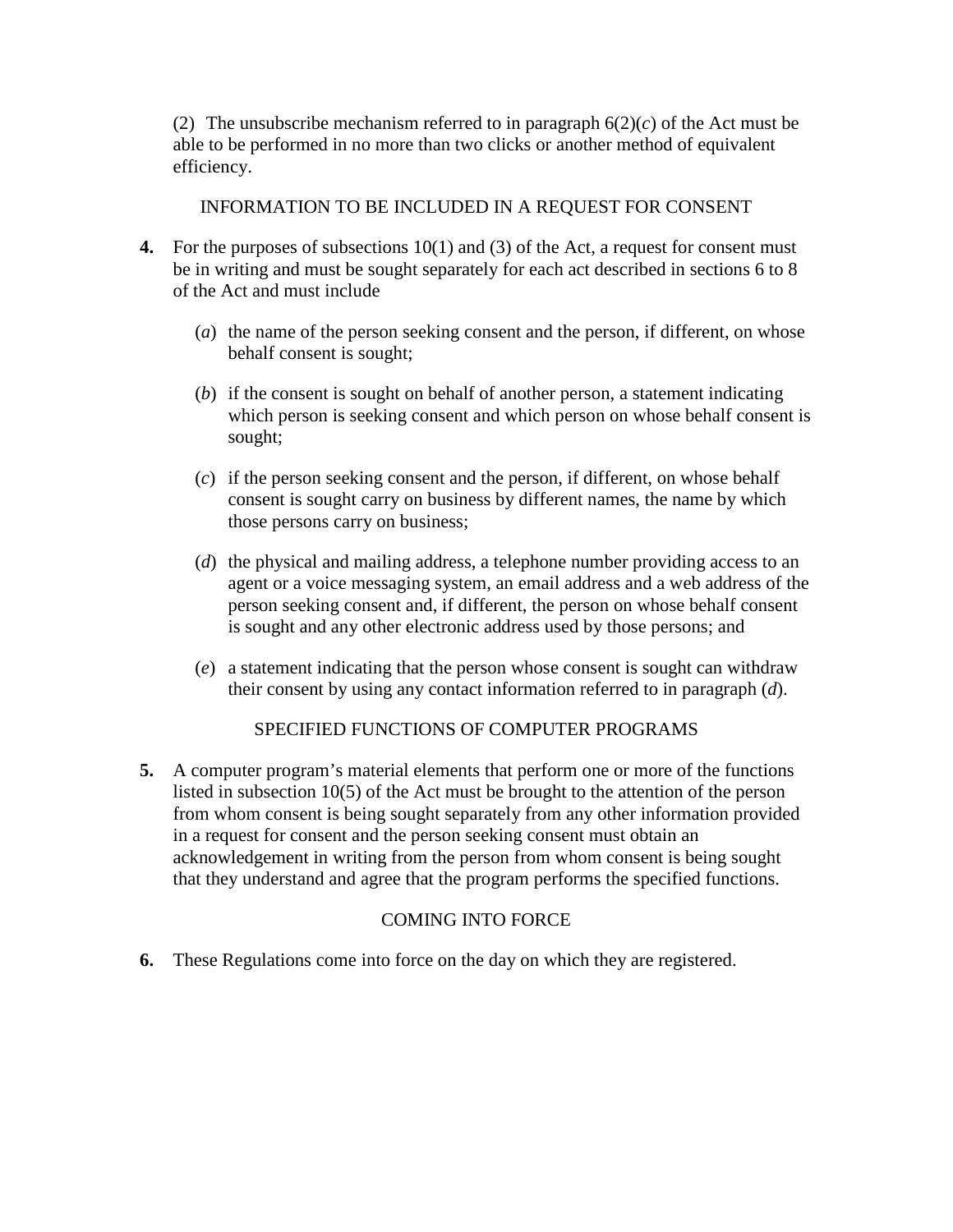(2) The unsubscribe mechanism referred to in paragraph 6(2)(*c*) of the Act must be able to be performed in no more than two clicks or another method of equivalent efficiency.

### INFORMATION TO BE INCLUDED IN A REQUEST FOR CONSENT

**4.** For the purposes of subsections 10(1) and (3) of the Act, a request for consent must be in writing and must be sought separately for each act described in sections 6 to 8 of the Act and must include

(*a*) the name of the person seeking consent and the person, if different, on whose behalf consent is sought;

(*b*) if the consent is sought on behalf of another person, a statement indicating which person is seeking consent and which person on whose behalf consent is sought;

(*c*) if the person seeking consent and the person, if different, on whose behalf consent is sought carry on business by different names, the name by which those persons carry on business;

(*d*) the physical and mailing address, a telephone number providing access to an agent or a voice messaging system, an email address and a web address of the person seeking consent and, if different, the person on whose behalf consent is sought and any other electronic address used by those persons; and

(*e*) a statement indicating that the person whose consent is sought can withdraw their consent by using any contact information referred to in paragraph (*d*).

### SPECIFIED FUNCTIONS OF COMPUTER PROGRAMS

**5.** A computer program's material elements that perform one or more of the functions listed in subsection 10(5) of the Act must be brought to the attention of the person from whom consent is being sought separately from any other information provided in a request for consent and the person seeking consent must obtain an acknowledgement in writing from the person from whom consent is being sought that they understand and agree that the program performs the specified functions.

### COMING INTO FORCE

**6.** These Regulations come into force on the day on which they are registered.